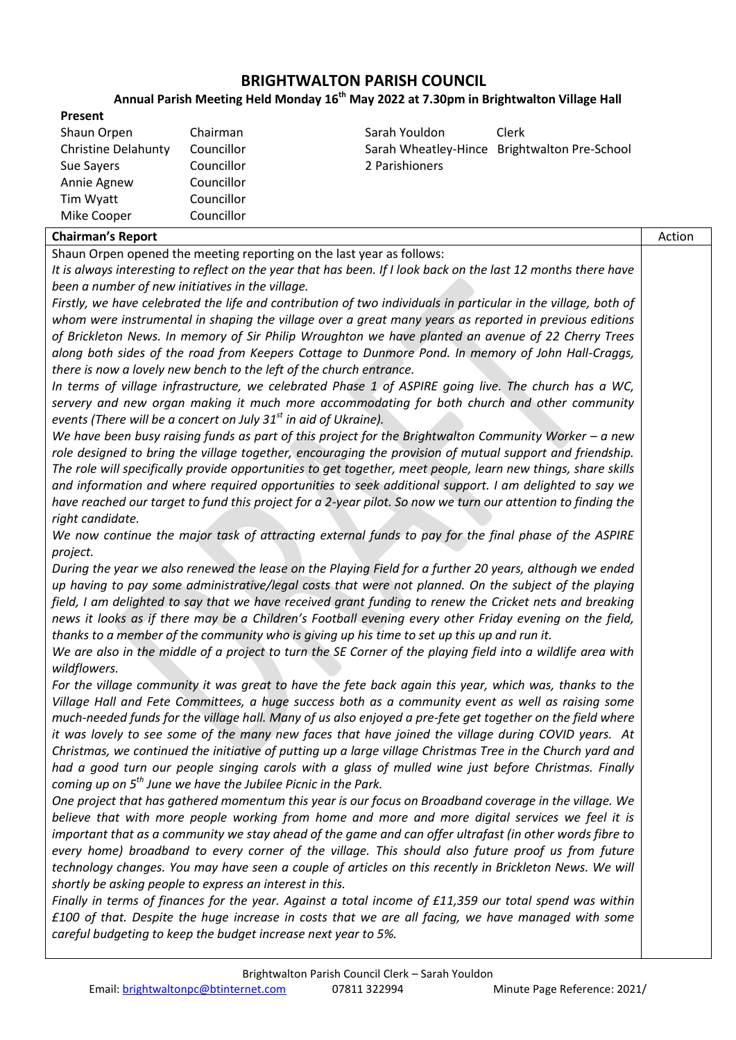# BRIGHTWALTON PARISH COUNCIL

## Annual Parish Meeting Held Monday 16th May 2022 at 7.30pm in Brightwalton Village Hall

**Present**

| | | | |
|---|---|---|---|
| Shaun Orpen | Chairman | Sarah Youldon | Clerk |
| Christine Delahunty | Councillor | Sarah Wheatley-Hince | Brightwalton Pre-School |
| Sue Sayers | Councillor | 2 Parishioners | |
| Annie Agnew | Councillor | | |
| Tim Wyatt | Councillor | | |
| Mike Cooper | Councillor | | |

| Chairman's Report | Action |
|---|---|
| Shaun Orpen opened the meeting reporting on the last year as follows:<br>*It is always interesting to reflect on the year that has been. If I look back on the last 12 months there have been a number of new initiatives in the village.*<br>*Firstly, we have celebrated the life and contribution of two individuals in particular in the village, both of whom were instrumental in shaping the village over a great many years as reported in previous editions of Brickleton News. In memory of Sir Philip Wroughton we have planted an avenue of 22 Cherry Trees along both sides of the road from Keepers Cottage to Dunmore Pond. In memory of John Hall-Craggs, there is now a lovely new bench to the left of the church entrance.*<br>*In terms of village infrastructure, we celebrated Phase 1 of ASPIRE going live. The church has a WC, servery and new organ making it much more accommodating for both church and other community events (There will be a concert on July 31st in aid of Ukraine).*<br>*We have been busy raising funds as part of this project for the Brightwalton Community Worker – a new role designed to bring the village together, encouraging the provision of mutual support and friendship. The role will specifically provide opportunities to get together, meet people, learn new things, share skills and information and where required opportunities to seek additional support. I am delighted to say we have reached our target to fund this project for a 2-year pilot. So now we turn our attention to finding the right candidate.*<br>*We now continue the major task of attracting external funds to pay for the final phase of the ASPIRE project.*<br>*During the year we also renewed the lease on the Playing Field for a further 20 years, although we ended up having to pay some administrative/legal costs that were not planned. On the subject of the playing field, I am delighted to say that we have received grant funding to renew the Cricket nets and breaking news it looks as if there may be a Children's Football evening every other Friday evening on the field, thanks to a member of the community who is giving up his time to set up this up and run it.*<br>*We are also in the middle of a project to turn the SE Corner of the playing field into a wildlife area with wildflowers.*<br>*For the village community it was great to have the fete back again this year, which was, thanks to the Village Hall and Fete Committees, a huge success both as a community event as well as raising some much-needed funds for the village hall. Many of us also enjoyed a pre-fete get together on the field where it was lovely to see some of the many new faces that have joined the village during COVID years. At Christmas, we continued the initiative of putting up a large village Christmas Tree in the Church yard and had a good turn our people singing carols with a glass of mulled wine just before Christmas. Finally coming up on 5th June we have the Jubilee Picnic in the Park.*<br>*One project that has gathered momentum this year is our focus on Broadband coverage in the village. We believe that with more people working from home and more and more digital services we feel it is important that as a community we stay ahead of the game and can offer ultrafast (in other words fibre to every home) broadband to every corner of the village. This should also future proof us from future technology changes. You may have seen a couple of articles on this recently in Brickleton News. We will shortly be asking people to express an interest in this.*<br>*Finally in terms of finances for the year. Against a total income of £11,359 our total spend was within £100 of that. Despite the huge increase in costs that we are all facing, we have managed with some careful budgeting to keep the budget increase next year to 5%.* | |

Brightwalton Parish Council Clerk – Sarah Youldon
Email: brightwaltonpc@btinternet.com 07811 322994 Minute Page Reference: 2021/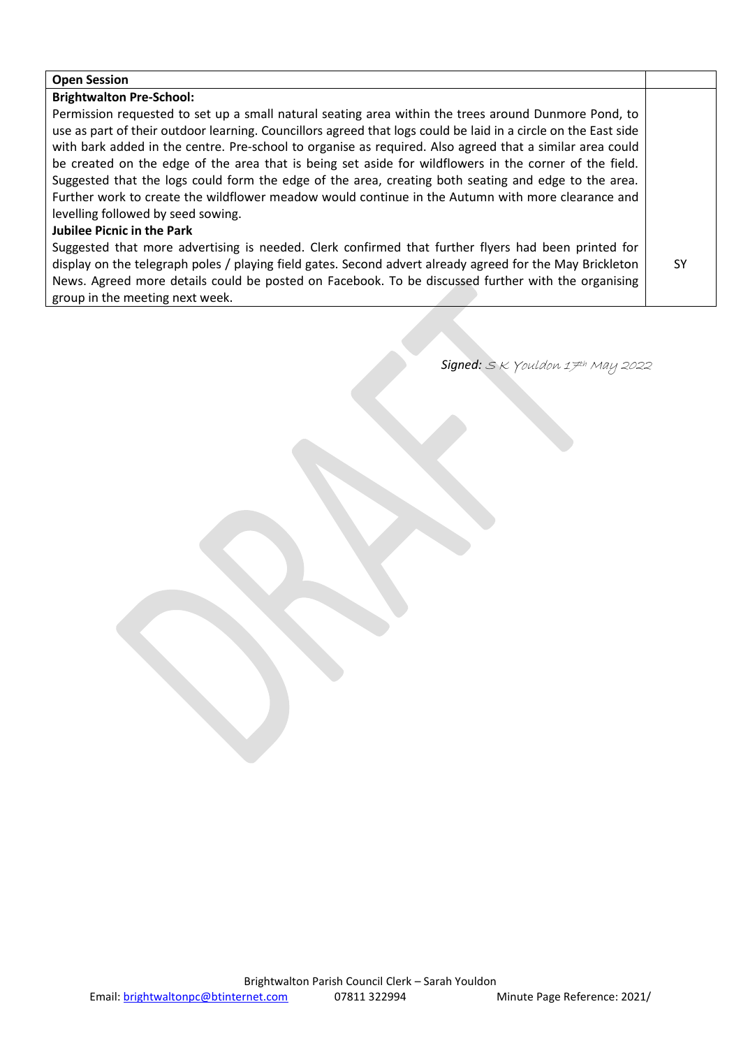| Open Session | |
|---|---|
| **Brightwalton Pre-School:**<br>Permission requested to set up a small natural seating area within the trees around Dunmore Pond, to use as part of their outdoor learning. Councillors agreed that logs could be laid in a circle on the East side with bark added in the centre. Pre-school to organise as required. Also agreed that a similar area could be created on the edge of the area that is being set aside for wildflowers in the corner of the field. Suggested that the logs could form the edge of the area, creating both seating and edge to the area. Further work to create the wildflower meadow would continue in the Autumn with more clearance and levelling followed by seed sowing.<br>**Jubilee Picnic in the Park**<br>Suggested that more advertising is needed. Clerk confirmed that further flyers had been printed for display on the telegraph poles / playing field gates. Second advert already agreed for the May Brickleton News. Agreed more details could be posted on Facebook. To be discussed further with the organising group in the meeting next week. | SY |

*Signed:* S K Youldon 17th May 2022

DRAFT

Brightwalton Parish Council Clerk – Sarah Youldon
Email: brightwaltonpc@btinternet.com 07811 322994 Minute Page Reference: 2021/